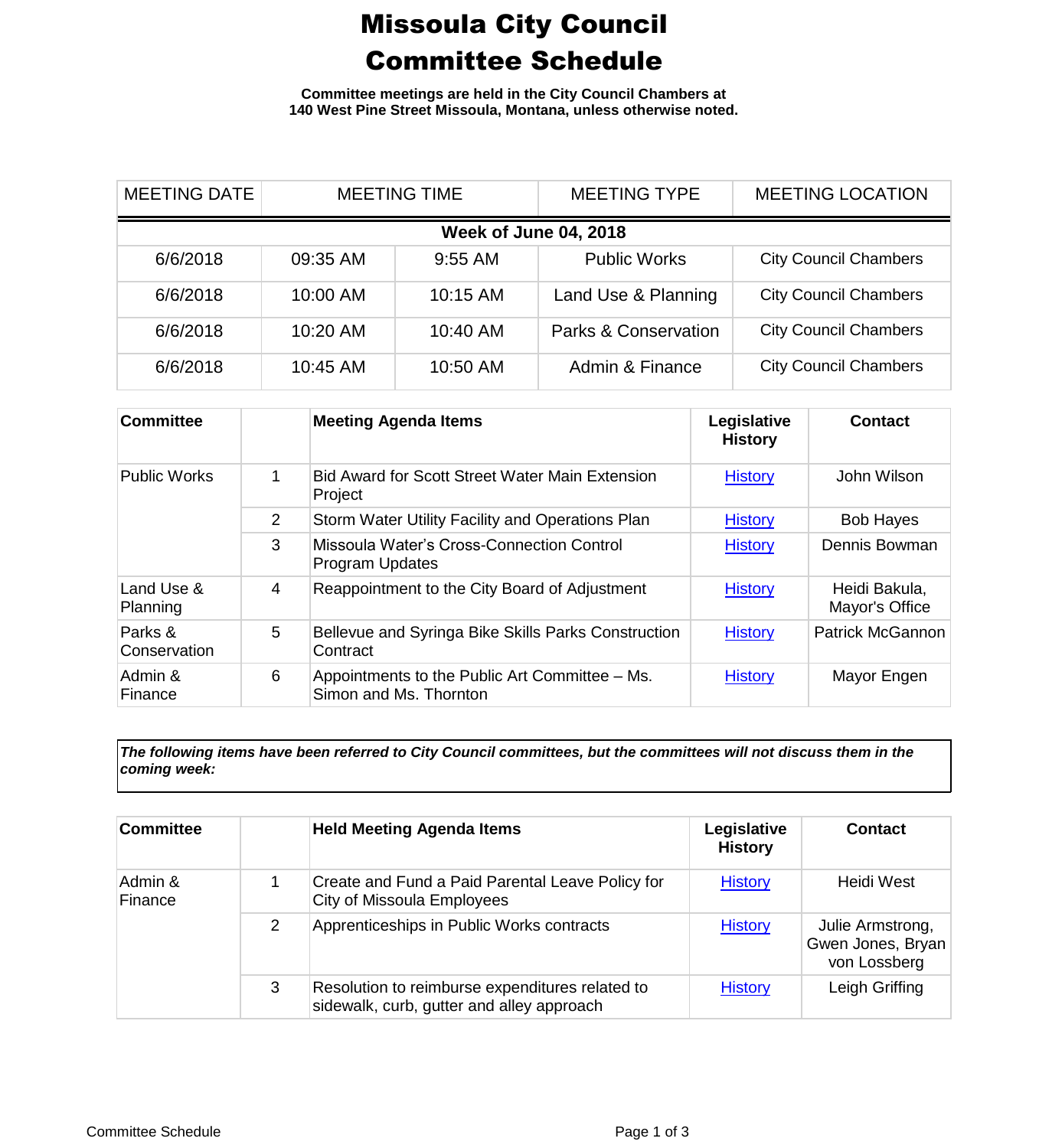# Missoula City Council Committee Schedule

**Committee meetings are held in the City Council Chambers at 140 West Pine Street Missoula, Montana, unless otherwise noted.**

| MEETING DATE | MEETING TIME | | MEETING TYPE | MEETING LOCATION |
|---|---|---|---|---|
| **Week of June 04, 2018** | | | | |
| 6/6/2018 | 09:35 AM | 9:55 AM | Public Works | City Council Chambers |
| 6/6/2018 | 10:00 AM | 10:15 AM | Land Use & Planning | City Council Chambers |
| 6/6/2018 | 10:20 AM | 10:40 AM | Parks & Conservation | City Council Chambers |
| 6/6/2018 | 10:45 AM | 10:50 AM | Admin & Finance | City Council Chambers |

| Committee | | Meeting Agenda Items | Legislative History | Contact |
|---|---|---|---|---|
| Public Works | 1 | Bid Award for Scott Street Water Main Extension Project | History | John Wilson |
| | 2 | Storm Water Utility Facility and Operations Plan | History | Bob Hayes |
| | 3 | Missoula Water's Cross-Connection Control Program Updates | History | Dennis Bowman |
| Land Use & Planning | 4 | Reappointment to the City Board of Adjustment | History | Heidi Bakula, Mayor's Office |
| Parks & Conservation | 5 | Bellevue and Syringa Bike Skills Parks Construction Contract | History | Patrick McGannon |
| Admin & Finance | 6 | Appointments to the Public Art Committee – Ms. Simon and Ms. Thornton | History | Mayor Engen |

***The following items have been referred to City Council committees, but the committees will not discuss them in the coming week:***

| Committee | | Held Meeting Agenda Items | Legislative History | Contact |
|---|---|---|---|---|
| Admin & Finance | 1 | Create and Fund a Paid Parental Leave Policy for City of Missoula Employees | History | Heidi West |
| | 2 | Apprenticeships in Public Works contracts | History | Julie Armstrong, Gwen Jones, Bryan von Lossberg |
| | 3 | Resolution to reimburse expenditures related to sidewalk, curb, gutter and alley approach | History | Leigh Griffing |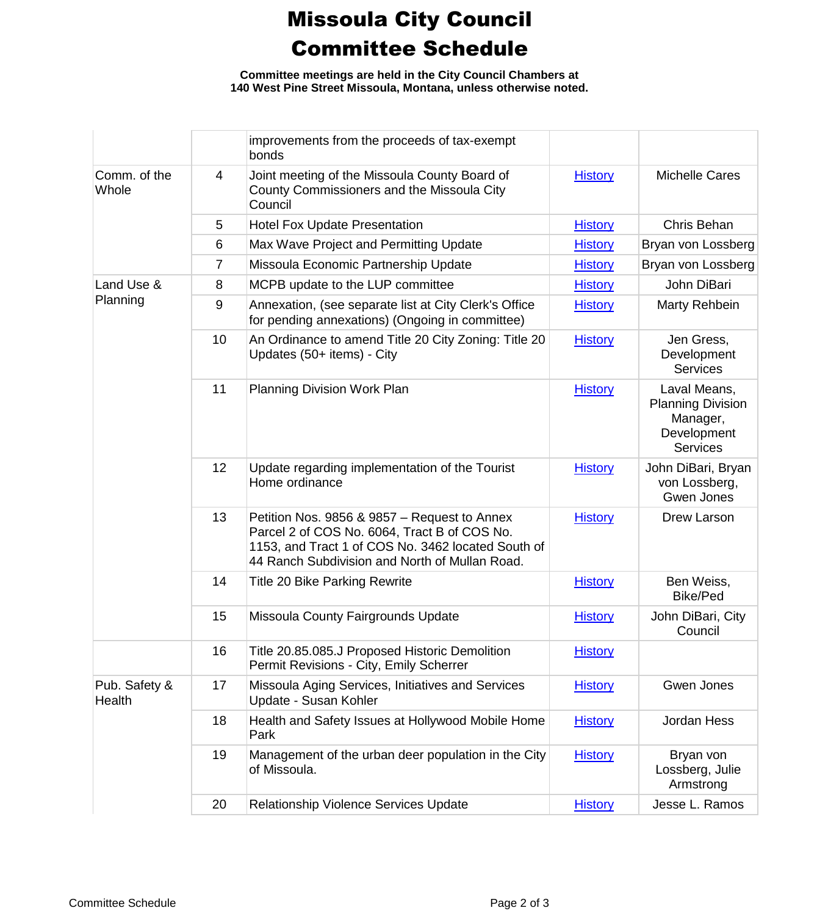# Missoula City Council Committee Schedule

**Committee meetings are held in the City Council Chambers at 140 West Pine Street Missoula, Montana, unless otherwise noted.**

| | | | | |
|---|---|---|---|---|
| | | improvements from the proceeds of tax-exempt bonds | | |
| Comm. of the Whole | 4 | Joint meeting of the Missoula County Board of County Commissioners and the Missoula City Council | History | Michelle Cares |
| | 5 | Hotel Fox Update Presentation | History | Chris Behan |
| | 6 | Max Wave Project and Permitting Update | History | Bryan von Lossberg |
| | 7 | Missoula Economic Partnership Update | History | Bryan von Lossberg |
| Land Use & Planning | 8 | MCPB update to the LUP committee | History | John DiBari |
| | 9 | Annexation, (see separate list at City Clerk's Office for pending annexations) (Ongoing in committee) | History | Marty Rehbein |
| | 10 | An Ordinance to amend Title 20 City Zoning: Title 20 Updates (50+ items) - City | History | Jen Gress, Development Services |
| | 11 | Planning Division Work Plan | History | Laval Means, Planning Division Manager, Development Services |
| | 12 | Update regarding implementation of the Tourist Home ordinance | History | John DiBari, Bryan von Lossberg, Gwen Jones |
| | 13 | Petition Nos. 9856 & 9857 – Request to Annex Parcel 2 of COS No. 6064, Tract B of COS No. 1153, and Tract 1 of COS No. 3462 located South of 44 Ranch Subdivision and North of Mullan Road. | History | Drew Larson |
| | 14 | Title 20 Bike Parking Rewrite | History | Ben Weiss, Bike/Ped |
| | 15 | Missoula County Fairgrounds Update | History | John DiBari, City Council |
| | 16 | Title 20.85.085.J Proposed Historic Demolition Permit Revisions - City, Emily Scherrer | History | |
| Pub. Safety & Health | 17 | Missoula Aging Services, Initiatives and Services Update - Susan Kohler | History | Gwen Jones |
| | 18 | Health and Safety Issues at Hollywood Mobile Home Park | History | Jordan Hess |
| | 19 | Management of the urban deer population in the City of Missoula. | History | Bryan von Lossberg, Julie Armstrong |
| | 20 | Relationship Violence Services Update | History | Jesse L. Ramos |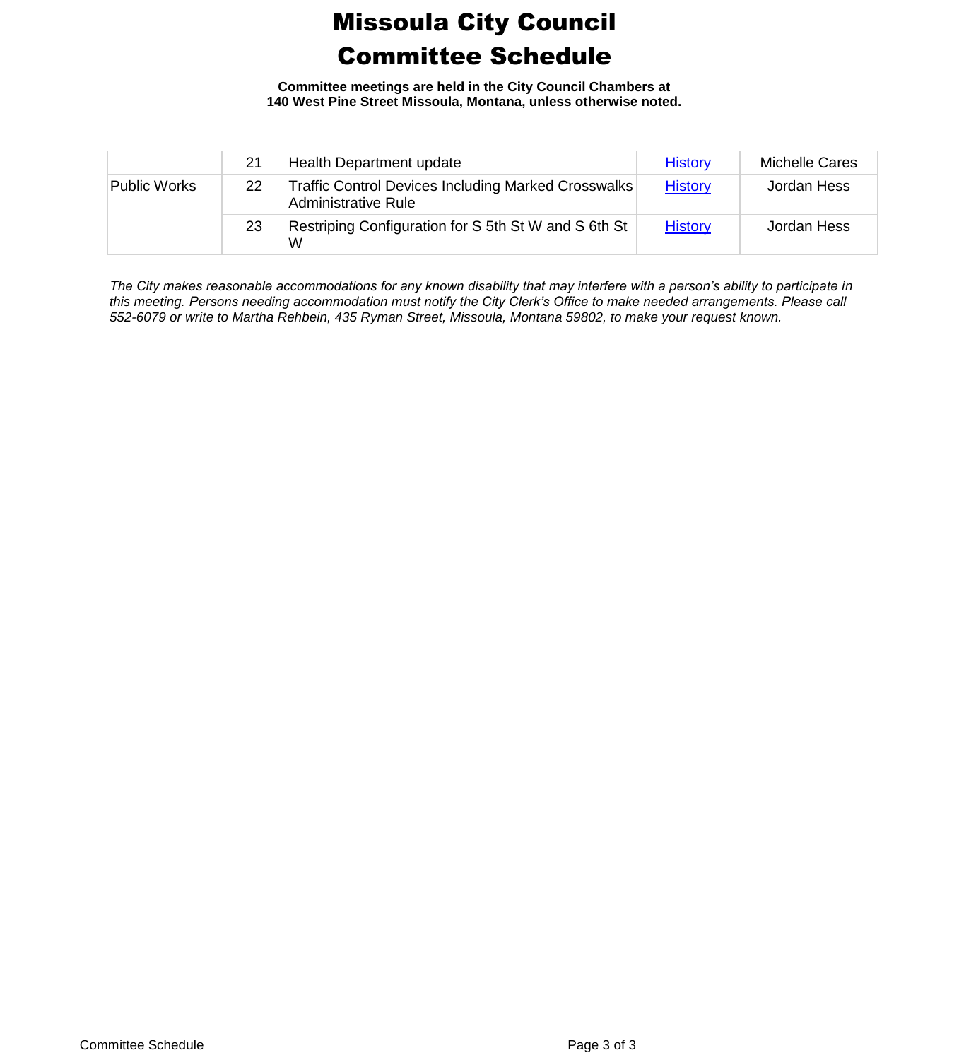# Missoula City Council

# Committee Schedule

**Committee meetings are held in the City Council Chambers at 140 West Pine Street Missoula, Montana, unless otherwise noted.**

| | | | | |
|---|---|---|---|---|
| | 21 | Health Department update | History | Michelle Cares |
| Public Works | 22 | Traffic Control Devices Including Marked Crosswalks Administrative Rule | History | Jordan Hess |
| | 23 | Restriping Configuration for S 5th St W and S 6th St W | History | Jordan Hess |

*The City makes reasonable accommodations for any known disability that may interfere with a person's ability to participate in this meeting. Persons needing accommodation must notify the City Clerk's Office to make needed arrangements. Please call 552-6079 or write to Martha Rehbein, 435 Ryman Street, Missoula, Montana 59802, to make your request known.*